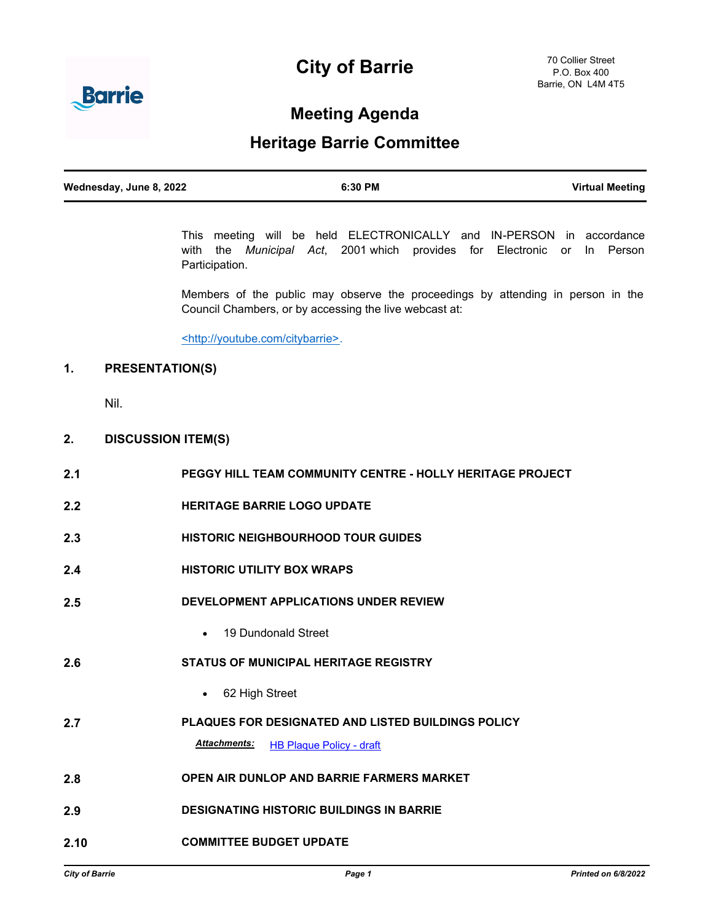# City of Barrie

70 Collier Street
P.O. Box 400
Barrie, ON L4M 4T5

## Meeting Agenda

## Heritage Barrie Committee

| Wednesday, June 8, 2022 | 6:30 PM | Virtual Meeting |
|---|---|---|

This meeting will be held ELECTRONICALLY and IN-PERSON in accordance with the *Municipal Act*, 2001 which provides for Electronic or In Person Participation.

Members of the public may observe the proceedings by attending in person in the Council Chambers, or by accessing the live webcast at:

<http://youtube.com/citybarrie>.

### 1. PRESENTATION(S)

Nil.

### 2. DISCUSSION ITEM(S)

**2.1 PEGGY HILL TEAM COMMUNITY CENTRE - HOLLY HERITAGE PROJECT**

**2.2 HERITAGE BARRIE LOGO UPDATE**

**2.3 HISTORIC NEIGHBOURHOOD TOUR GUIDES**

**2.4 HISTORIC UTILITY BOX WRAPS**

**2.5 DEVELOPMENT APPLICATIONS UNDER REVIEW**

- 19 Dundonald Street

**2.6 STATUS OF MUNICIPAL HERITAGE REGISTRY**

- 62 High Street

**2.7 PLAQUES FOR DESIGNATED AND LISTED BUILDINGS POLICY**

***Attachments:*** HB Plaque Policy - draft

**2.8 OPEN AIR DUNLOP AND BARRIE FARMERS MARKET**

**2.9 DESIGNATING HISTORIC BUILDINGS IN BARRIE**

**2.10 COMMITTEE BUDGET UPDATE**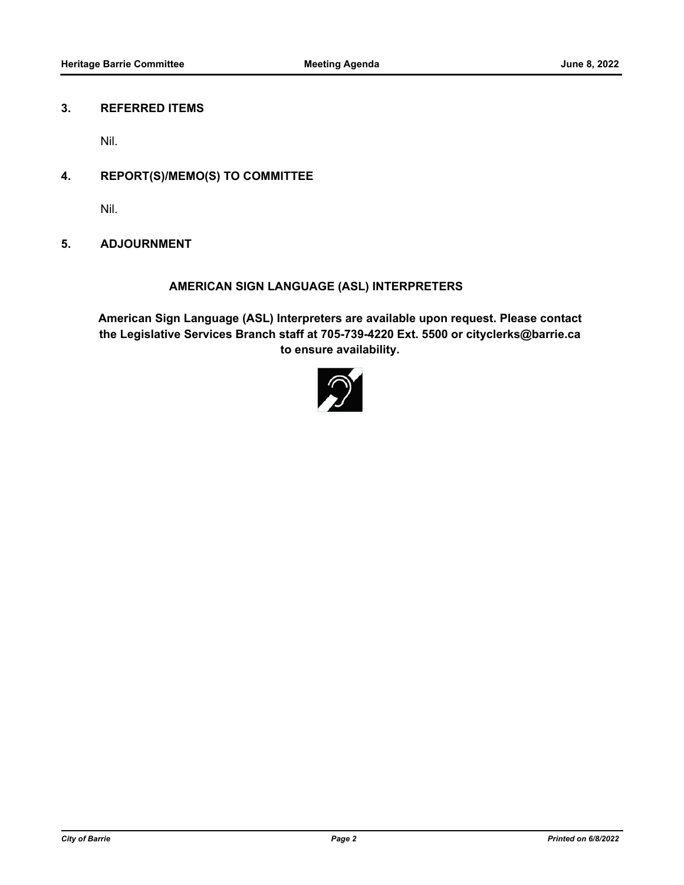## 3. REFERRED ITEMS

Nil.

## 4. REPORT(S)/MEMO(S) TO COMMITTEE

Nil.

## 5. ADJOURNMENT

**AMERICAN SIGN LANGUAGE (ASL) INTERPRETERS**

**American Sign Language (ASL) Interpreters are available upon request. Please contact the Legislative Services Branch staff at 705-739-4220 Ext. 5500 or cityclerks@barrie.ca to ensure availability.**